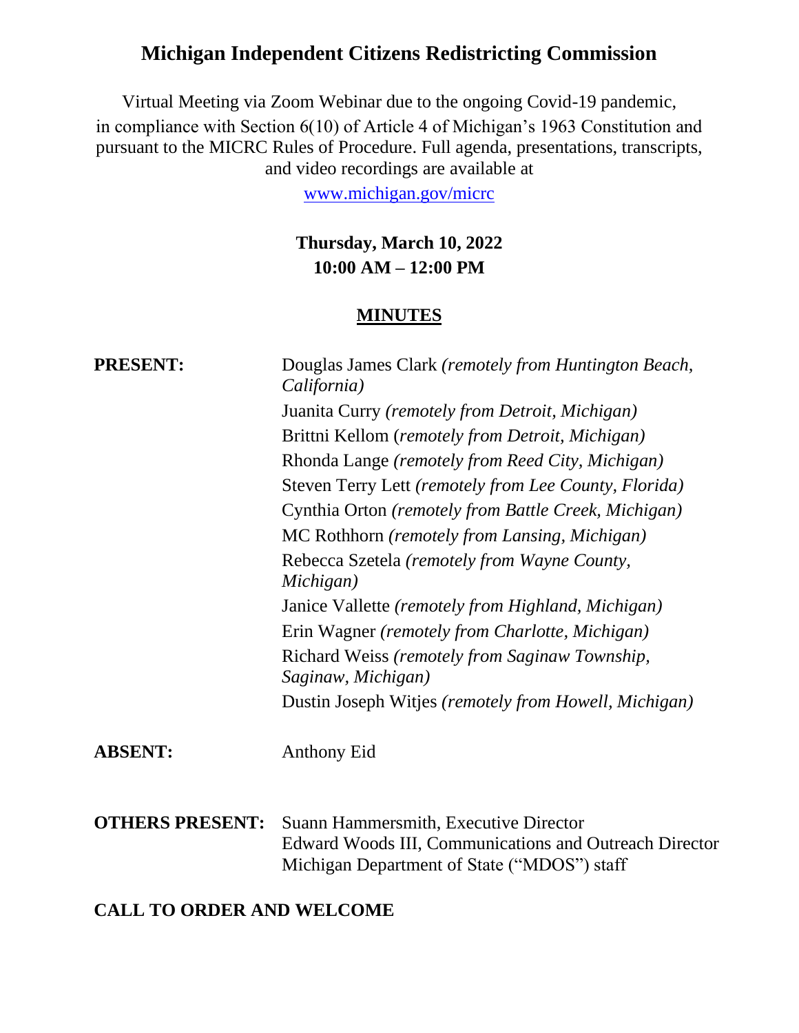# Michigan Independent Citizens Redistricting Commission

Virtual Meeting via Zoom Webinar due to the ongoing Covid-19 pandemic, in compliance with Section 6(10) of Article 4 of Michigan's 1963 Constitution and pursuant to the MICRC Rules of Procedure. Full agenda, presentations, transcripts, and video recordings are available at

[www.michigan.gov/micrc](http://www.michigan.gov/micrc)

**Thursday, March 10, 2022**
**10:00 AM – 12:00 PM**

## MINUTES

**PRESENT:**

Douglas James Clark *(remotely from Huntington Beach, California)*
Juanita Curry *(remotely from Detroit, Michigan)*
Brittni Kellom (*remotely from Detroit, Michigan)*
Rhonda Lange *(remotely from Reed City, Michigan)*
Steven Terry Lett *(remotely from Lee County, Florida)*
Cynthia Orton *(remotely from Battle Creek, Michigan)*
MC Rothhorn *(remotely from Lansing, Michigan)*
Rebecca Szetela *(remotely from Wayne County, Michigan)*
Janice Vallette *(remotely from Highland, Michigan)*
Erin Wagner *(remotely from Charlotte, Michigan)*
Richard Weiss *(remotely from Saginaw Township, Saginaw, Michigan)*
Dustin Joseph Witjes *(remotely from Howell, Michigan)*

**ABSENT:**

Anthony Eid

**OTHERS PRESENT:**

Suann Hammersmith, Executive Director
Edward Woods III, Communications and Outreach Director
Michigan Department of State ("MDOS") staff

## CALL TO ORDER AND WELCOME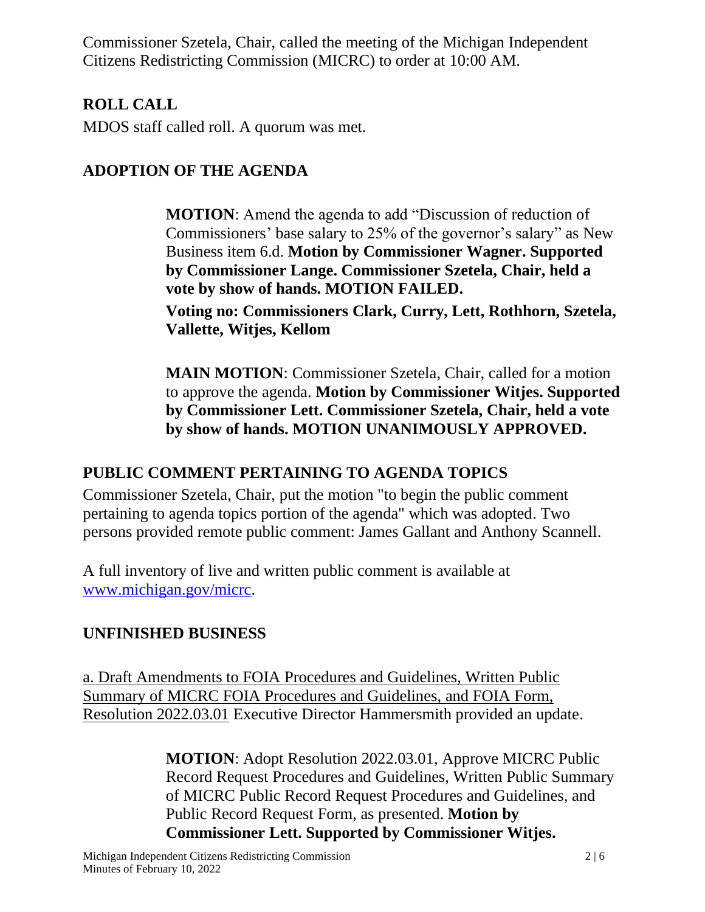Commissioner Szetela, Chair, called the meeting of the Michigan Independent Citizens Redistricting Commission (MICRC) to order at 10:00 AM.

## ROLL CALL

MDOS staff called roll. A quorum was met.

## ADOPTION OF THE AGENDA

**MOTION**: Amend the agenda to add "Discussion of reduction of Commissioners' base salary to 25% of the governor's salary" as New Business item 6.d. **Motion by Commissioner Wagner. Supported by Commissioner Lange. Commissioner Szetela, Chair, held a vote by show of hands. MOTION FAILED.**

**Voting no: Commissioners Clark, Curry, Lett, Rothhorn, Szetela, Vallette, Witjes, Kellom**

**MAIN MOTION**: Commissioner Szetela, Chair, called for a motion to approve the agenda. **Motion by Commissioner Witjes. Supported by Commissioner Lett. Commissioner Szetela, Chair, held a vote by show of hands. MOTION UNANIMOUSLY APPROVED.**

## PUBLIC COMMENT PERTAINING TO AGENDA TOPICS

Commissioner Szetela, Chair, put the motion "to begin the public comment pertaining to agenda topics portion of the agenda" which was adopted. Two persons provided remote public comment: James Gallant and Anthony Scannell.

A full inventory of live and written public comment is available at www.michigan.gov/micrc.

## UNFINISHED BUSINESS

a. Draft Amendments to FOIA Procedures and Guidelines, Written Public Summary of MICRC FOIA Procedures and Guidelines, and FOIA Form, Resolution 2022.03.01 Executive Director Hammersmith provided an update.

**MOTION**: Adopt Resolution 2022.03.01, Approve MICRC Public Record Request Procedures and Guidelines, Written Public Summary of MICRC Public Record Request Procedures and Guidelines, and Public Record Request Form, as presented. **Motion by Commissioner Lett. Supported by Commissioner Witjes.**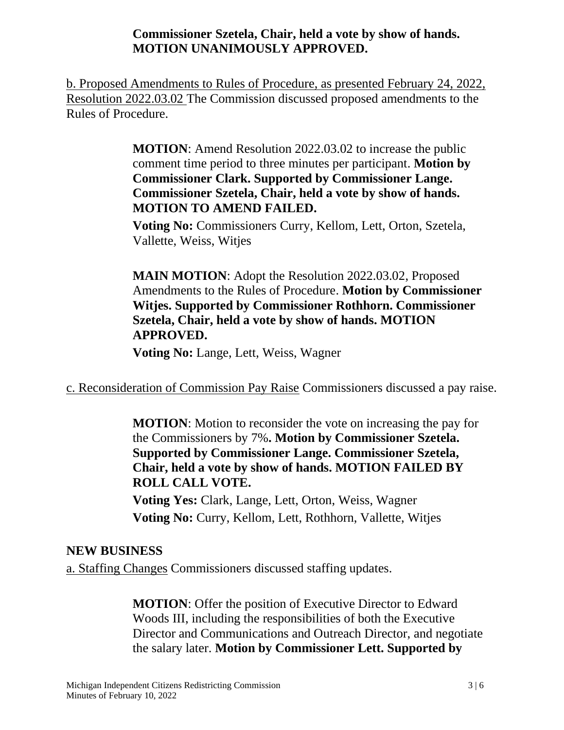**Commissioner Szetela, Chair, held a vote by show of hands. MOTION UNANIMOUSLY APPROVED.**

b. Proposed Amendments to Rules of Procedure, as presented February 24, 2022, Resolution 2022.03.02 The Commission discussed proposed amendments to the Rules of Procedure.

> **MOTION**: Amend Resolution 2022.03.02 to increase the public comment time period to three minutes per participant. **Motion by Commissioner Clark. Supported by Commissioner Lange. Commissioner Szetela, Chair, held a vote by show of hands. MOTION TO AMEND FAILED.**
>
> **Voting No:** Commissioners Curry, Kellom, Lett, Orton, Szetela, Vallette, Weiss, Witjes
>
> **MAIN MOTION**: Adopt the Resolution 2022.03.02, Proposed Amendments to the Rules of Procedure. **Motion by Commissioner Witjes. Supported by Commissioner Rothhorn. Commissioner Szetela, Chair, held a vote by show of hands. MOTION APPROVED.**
>
> **Voting No:** Lange, Lett, Weiss, Wagner

c. Reconsideration of Commission Pay Raise Commissioners discussed a pay raise.

> **MOTION**: Motion to reconsider the vote on increasing the pay for the Commissioners by 7%**. Motion by Commissioner Szetela. Supported by Commissioner Lange. Commissioner Szetela, Chair, held a vote by show of hands. MOTION FAILED BY ROLL CALL VOTE.**
>
> **Voting Yes:** Clark, Lange, Lett, Orton, Weiss, Wagner
>
> **Voting No:** Curry, Kellom, Lett, Rothhorn, Vallette, Witjes

## NEW BUSINESS

a. Staffing Changes Commissioners discussed staffing updates.

> **MOTION**: Offer the position of Executive Director to Edward Woods III, including the responsibilities of both the Executive Director and Communications and Outreach Director, and negotiate the salary later. **Motion by Commissioner Lett. Supported by**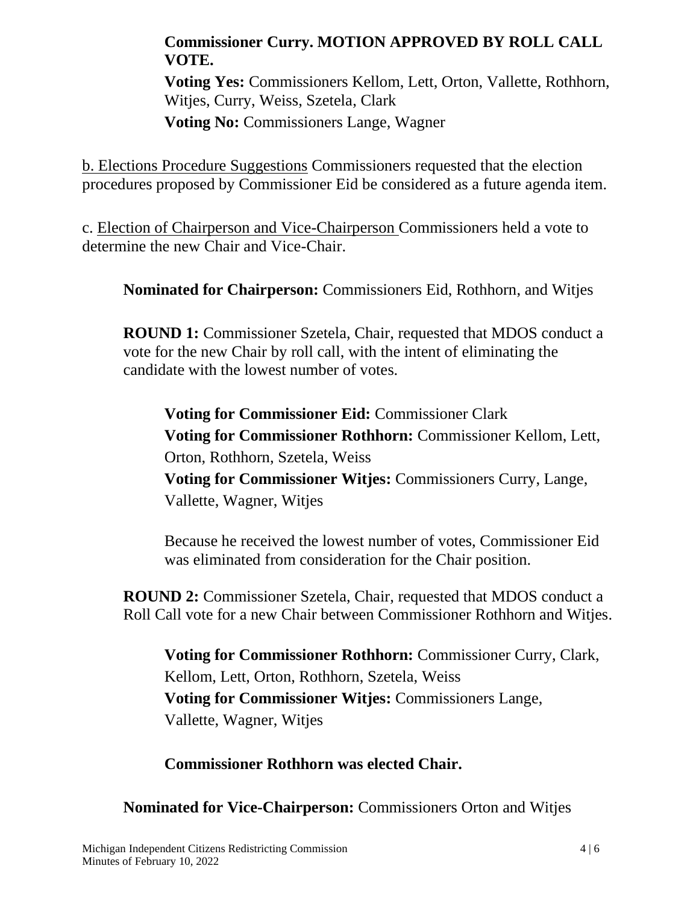**Commissioner Curry. MOTION APPROVED BY ROLL CALL VOTE.**

**Voting Yes:** Commissioners Kellom, Lett, Orton, Vallette, Rothhorn, Witjes, Curry, Weiss, Szetela, Clark

**Voting No:** Commissioners Lange, Wagner

b. Elections Procedure Suggestions Commissioners requested that the election procedures proposed by Commissioner Eid be considered as a future agenda item.

c. Election of Chairperson and Vice-Chairperson Commissioners held a vote to determine the new Chair and Vice-Chair.

**Nominated for Chairperson:** Commissioners Eid, Rothhorn, and Witjes

**ROUND 1:** Commissioner Szetela, Chair, requested that MDOS conduct a vote for the new Chair by roll call, with the intent of eliminating the candidate with the lowest number of votes.

**Voting for Commissioner Eid:** Commissioner Clark

**Voting for Commissioner Rothhorn:** Commissioner Kellom, Lett, Orton, Rothhorn, Szetela, Weiss

**Voting for Commissioner Witjes:** Commissioners Curry, Lange, Vallette, Wagner, Witjes

Because he received the lowest number of votes, Commissioner Eid was eliminated from consideration for the Chair position.

**ROUND 2:** Commissioner Szetela, Chair, requested that MDOS conduct a Roll Call vote for a new Chair between Commissioner Rothhorn and Witjes.

**Voting for Commissioner Rothhorn:** Commissioner Curry, Clark, Kellom, Lett, Orton, Rothhorn, Szetela, Weiss

**Voting for Commissioner Witjes:** Commissioners Lange, Vallette, Wagner, Witjes

**Commissioner Rothhorn was elected Chair.**

**Nominated for Vice-Chairperson:** Commissioners Orton and Witjes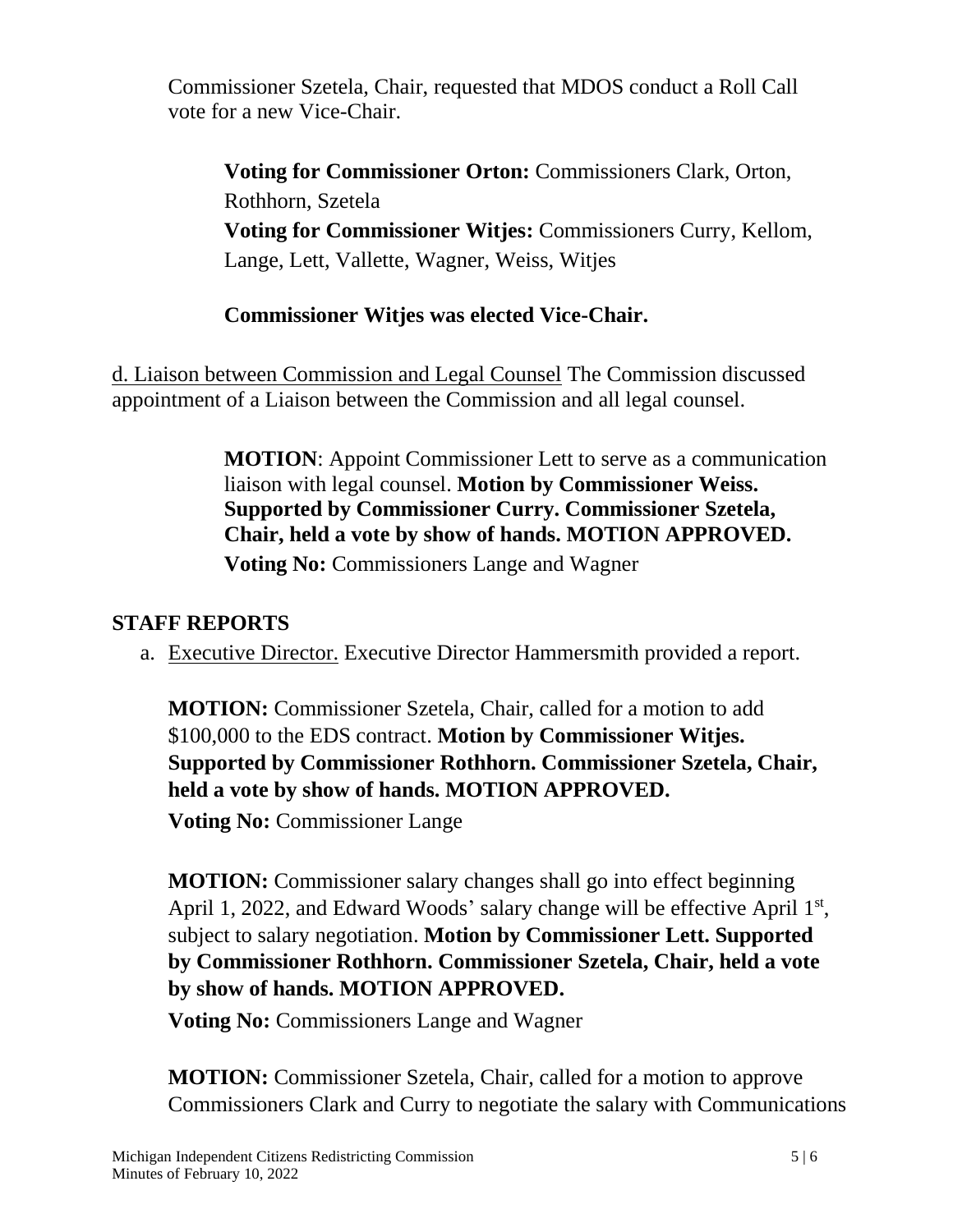Commissioner Szetela, Chair, requested that MDOS conduct a Roll Call vote for a new Vice-Chair.

**Voting for Commissioner Orton:** Commissioners Clark, Orton, Rothhorn, Szetela
**Voting for Commissioner Witjes:** Commissioners Curry, Kellom, Lange, Lett, Vallette, Wagner, Weiss, Witjes

**Commissioner Witjes was elected Vice-Chair.**

d. Liaison between Commission and Legal Counsel The Commission discussed appointment of a Liaison between the Commission and all legal counsel.

**MOTION**: Appoint Commissioner Lett to serve as a communication liaison with legal counsel. **Motion by Commissioner Weiss. Supported by Commissioner Curry. Commissioner Szetela, Chair, held a vote by show of hands. MOTION APPROVED.**
**Voting No:** Commissioners Lange and Wagner

## STAFF REPORTS

a. Executive Director. Executive Director Hammersmith provided a report.

**MOTION:** Commissioner Szetela, Chair, called for a motion to add $100,000 to the EDS contract. **Motion by Commissioner Witjes. Supported by Commissioner Rothhorn. Commissioner Szetela, Chair, held a vote by show of hands. MOTION APPROVED.**

**Voting No:** Commissioner Lange

**MOTION:** Commissioner salary changes shall go into effect beginning April 1, 2022, and Edward Woods' salary change will be effective April 1st, subject to salary negotiation. **Motion by Commissioner Lett. Supported by Commissioner Rothhorn. Commissioner Szetela, Chair, held a vote by show of hands. MOTION APPROVED.**

**Voting No:** Commissioners Lange and Wagner

**MOTION:** Commissioner Szetela, Chair, called for a motion to approve Commissioners Clark and Curry to negotiate the salary with Communications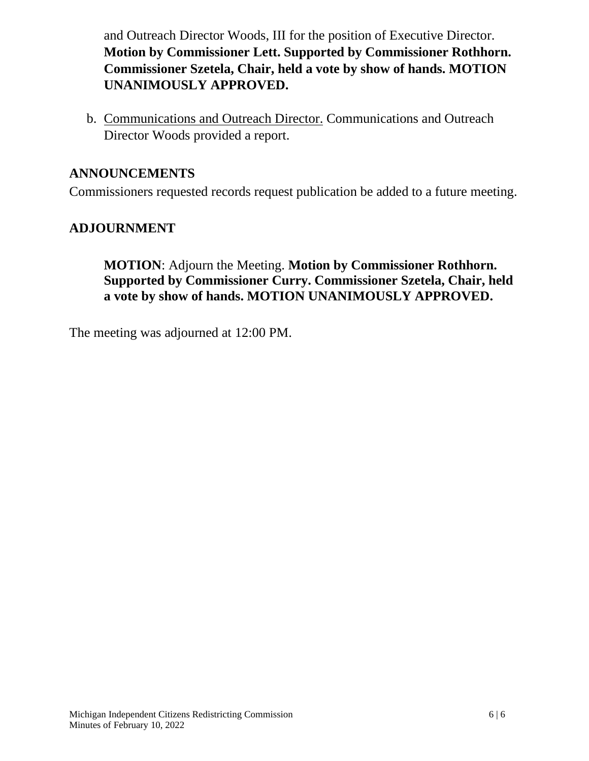and Outreach Director Woods, III for the position of Executive Director. **Motion by Commissioner Lett. Supported by Commissioner Rothhorn. Commissioner Szetela, Chair, held a vote by show of hands. MOTION UNANIMOUSLY APPROVED.**

b. Communications and Outreach Director. Communications and Outreach Director Woods provided a report.

## ANNOUNCEMENTS

Commissioners requested records request publication be added to a future meeting.

## ADJOURNMENT

**MOTION**: Adjourn the Meeting. **Motion by Commissioner Rothhorn. Supported by Commissioner Curry. Commissioner Szetela, Chair, held a vote by show of hands. MOTION UNANIMOUSLY APPROVED.**

The meeting was adjourned at 12:00 PM.